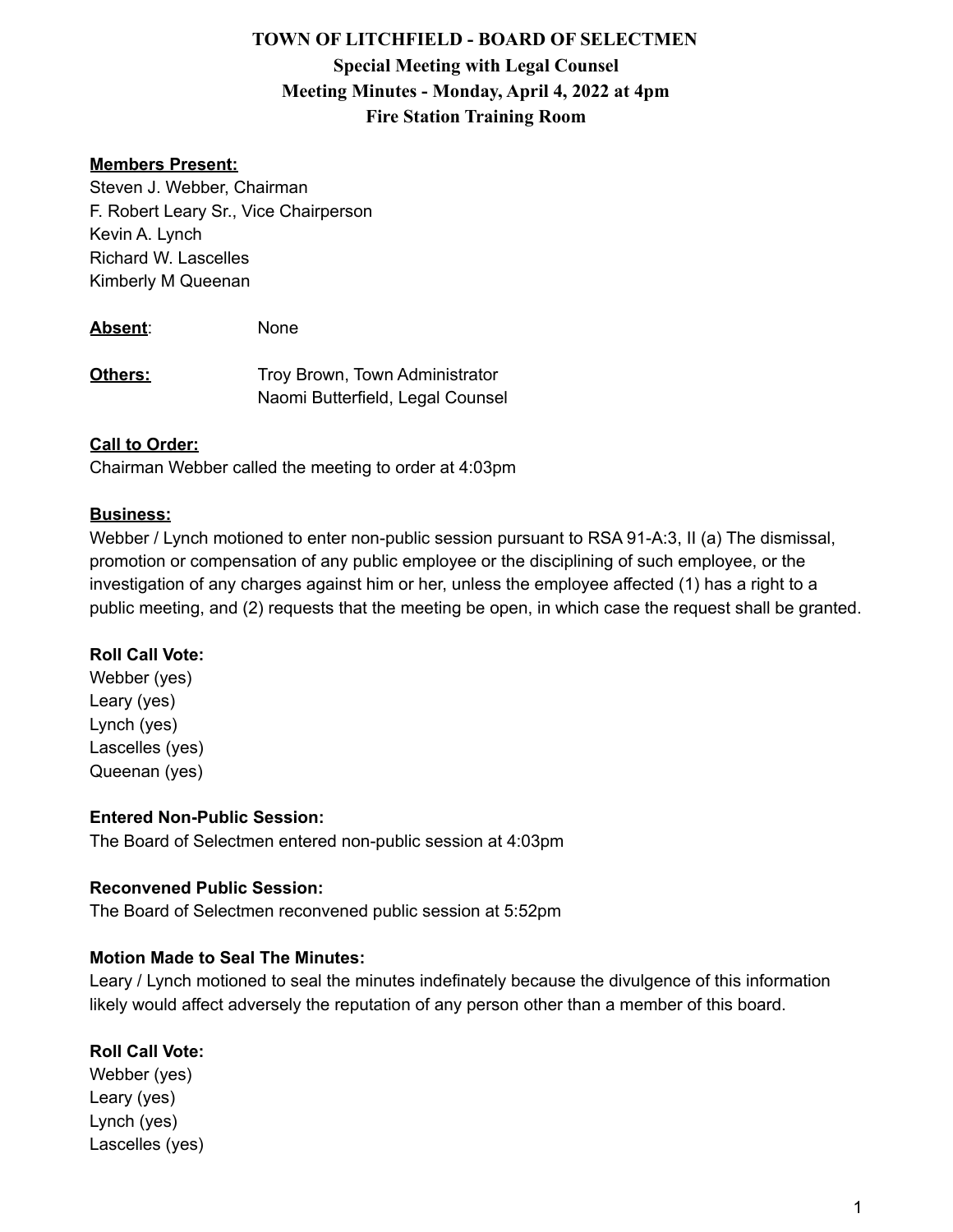# TOWN OF LITCHFIELD - BOARD OF SELECTMEN

## Special Meeting with Legal Counsel

## Meeting Minutes - Monday, April 4, 2022 at 4pm

## Fire Station Training Room

**Members Present:**
Steven J. Webber, Chairman
F. Robert Leary Sr., Vice Chairperson
Kevin A. Lynch
Richard W. Lascelles
Kimberly M Queenan

**Absent**: None

**Others:** Troy Brown, Town Administrator
Naomi Butterfield, Legal Counsel

**Call to Order:**
Chairman Webber called the meeting to order at 4:03pm

**Business:**
Webber / Lynch motioned to enter non-public session pursuant to RSA 91-A:3, II (a) The dismissal, promotion or compensation of any public employee or the disciplining of such employee, or the investigation of any charges against him or her, unless the employee affected (1) has a right to a public meeting, and (2) requests that the meeting be open, in which case the request shall be granted.

**Roll Call Vote:**
Webber (yes)
Leary (yes)
Lynch (yes)
Lascelles (yes)
Queenan (yes)

**Entered Non-Public Session:**
The Board of Selectmen entered non-public session at 4:03pm

**Reconvened Public Session:**
The Board of Selectmen reconvened public session at 5:52pm

**Motion Made to Seal The Minutes:**
Leary / Lynch motioned to seal the minutes indefinately because the divulgence of this information likely would affect adversely the reputation of any person other than a member of this board.

**Roll Call Vote:**
Webber (yes)
Leary (yes)
Lynch (yes)
Lascelles (yes)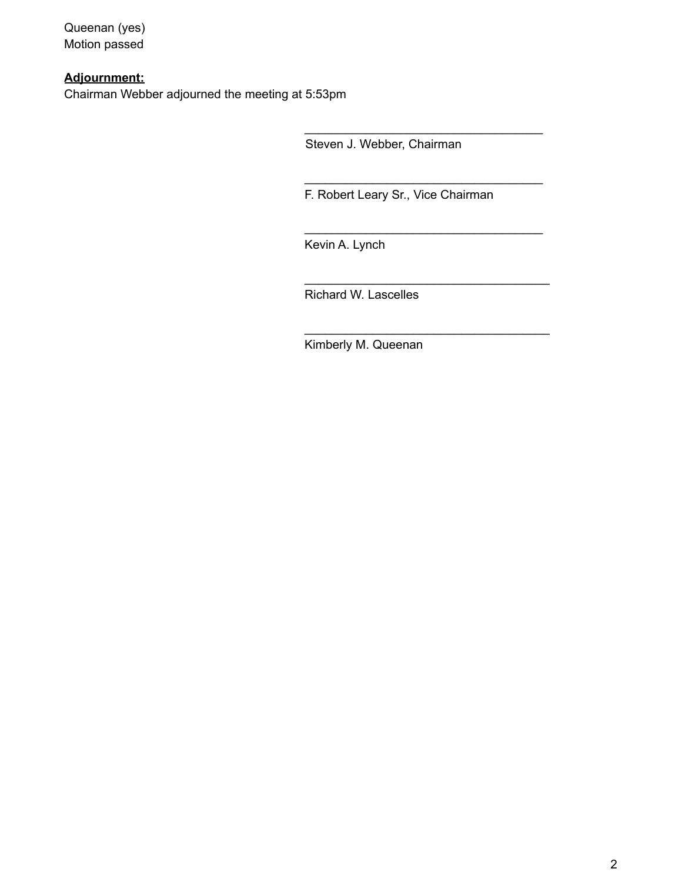Queenan (yes)
Motion passed

**Adjournment:**
Chairman Webber adjourned the meeting at 5:53pm

___________________________________
Steven J. Webber, Chairman

___________________________________
F. Robert Leary Sr., Vice Chairman

___________________________________
Kevin A. Lynch

___________________________________
Richard W. Lascelles

___________________________________
Kimberly M. Queenan